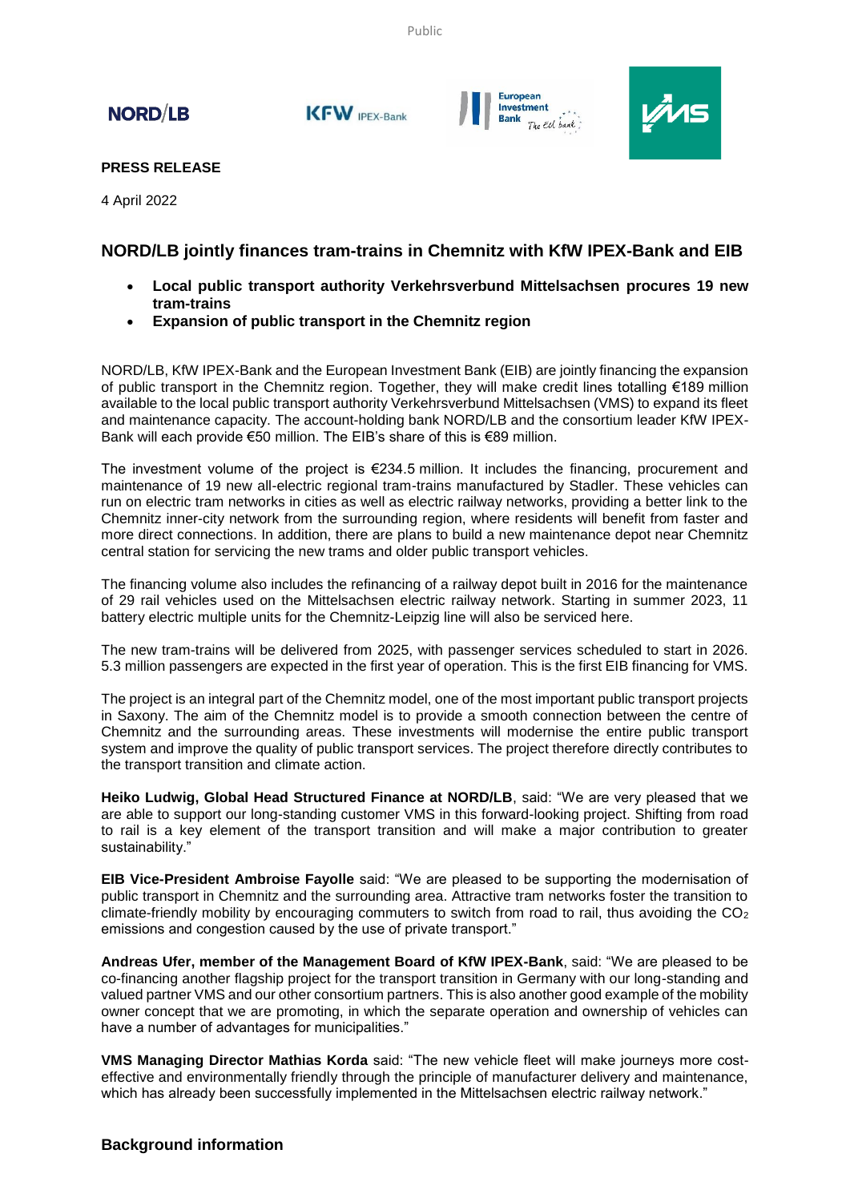**PRESS RELEASE**

4 April 2022

## NORD/LB jointly finances tram-trains in Chemnitz with KfW IPEX-Bank and EIB

- **Local public transport authority Verkehrsverbund Mittelsachsen procures 19 new tram-trains**
- **Expansion of public transport in the Chemnitz region**

NORD/LB, KfW IPEX-Bank and the European Investment Bank (EIB) are jointly financing the expansion of public transport in the Chemnitz region. Together, they will make credit lines totalling €189 million available to the local public transport authority Verkehrsverbund Mittelsachsen (VMS) to expand its fleet and maintenance capacity. The account-holding bank NORD/LB and the consortium leader KfW IPEX-Bank will each provide €50 million. The EIB's share of this is €89 million.

The investment volume of the project is €234.5 million. It includes the financing, procurement and maintenance of 19 new all-electric regional tram-trains manufactured by Stadler. These vehicles can run on electric tram networks in cities as well as electric railway networks, providing a better link to the Chemnitz inner-city network from the surrounding region, where residents will benefit from faster and more direct connections. In addition, there are plans to build a new maintenance depot near Chemnitz central station for servicing the new trams and older public transport vehicles.

The financing volume also includes the refinancing of a railway depot built in 2016 for the maintenance of 29 rail vehicles used on the Mittelsachsen electric railway network. Starting in summer 2023, 11 battery electric multiple units for the Chemnitz-Leipzig line will also be serviced here.

The new tram-trains will be delivered from 2025, with passenger services scheduled to start in 2026. 5.3 million passengers are expected in the first year of operation. This is the first EIB financing for VMS.

The project is an integral part of the Chemnitz model, one of the most important public transport projects in Saxony. The aim of the Chemnitz model is to provide a smooth connection between the centre of Chemnitz and the surrounding areas. These investments will modernise the entire public transport system and improve the quality of public transport services. The project therefore directly contributes to the transport transition and climate action.

**Heiko Ludwig, Global Head Structured Finance at NORD/LB**, said: "We are very pleased that we are able to support our long-standing customer VMS in this forward-looking project. Shifting from road to rail is a key element of the transport transition and will make a major contribution to greater sustainability."

**EIB Vice-President Ambroise Fayolle** said: "We are pleased to be supporting the modernisation of public transport in Chemnitz and the surrounding area. Attractive tram networks foster the transition to climate-friendly mobility by encouraging commuters to switch from road to rail, thus avoiding the $CO_2$ emissions and congestion caused by the use of private transport."

**Andreas Ufer, member of the Management Board of KfW IPEX-Bank**, said: "We are pleased to be co-financing another flagship project for the transport transition in Germany with our long-standing and valued partner VMS and our other consortium partners. This is also another good example of the mobility owner concept that we are promoting, in which the separate operation and ownership of vehicles can have a number of advantages for municipalities."

**VMS Managing Director Mathias Korda** said: "The new vehicle fleet will make journeys more cost-effective and environmentally friendly through the principle of manufacturer delivery and maintenance, which has already been successfully implemented in the Mittelsachsen electric railway network."

### Background information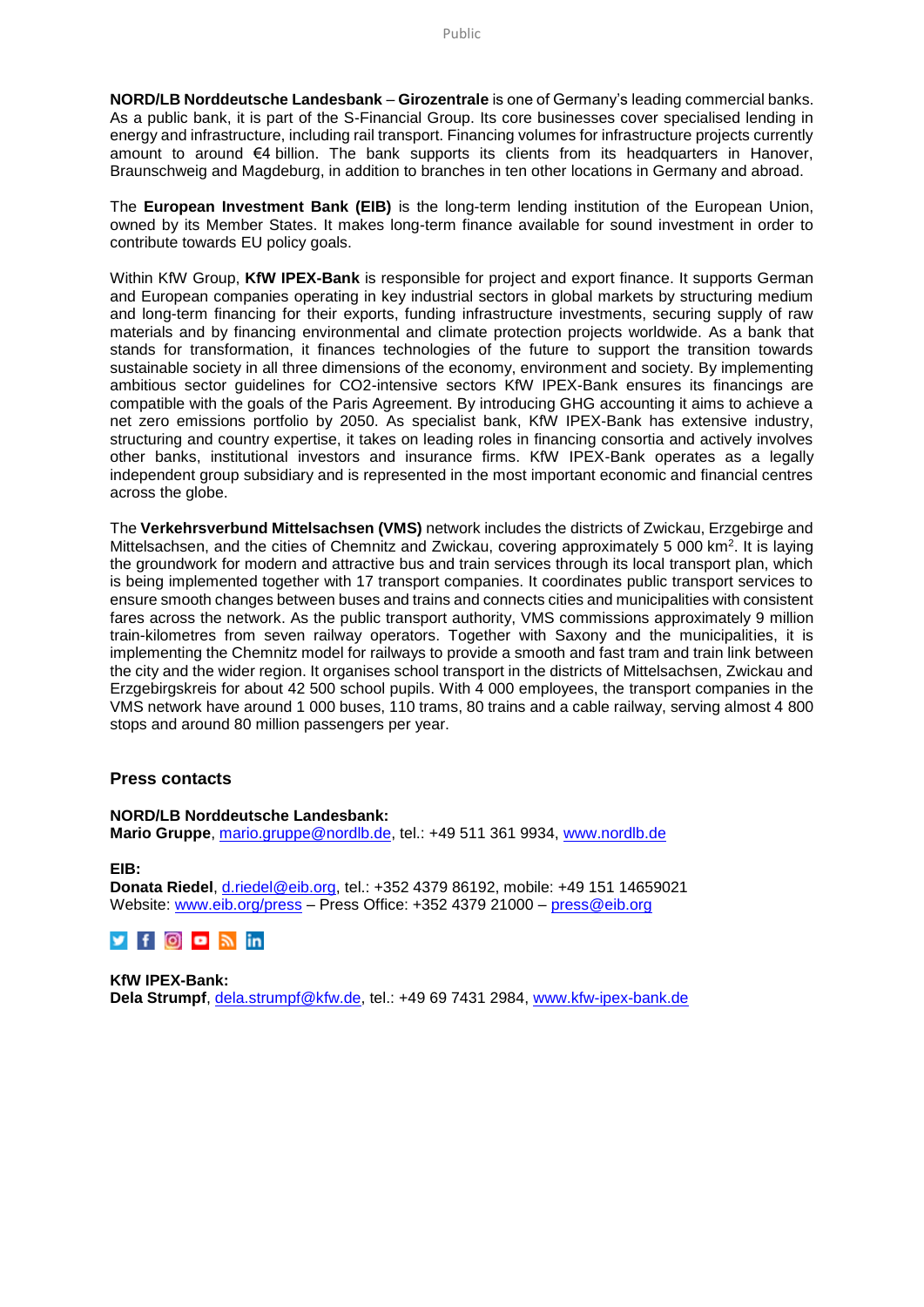**NORD/LB Norddeutsche Landesbank** – **Girozentrale** is one of Germany's leading commercial banks. As a public bank, it is part of the S-Financial Group. Its core businesses cover specialised lending in energy and infrastructure, including rail transport. Financing volumes for infrastructure projects currently amount to around €4 billion. The bank supports its clients from its headquarters in Hanover, Braunschweig and Magdeburg, in addition to branches in ten other locations in Germany and abroad.

The **European Investment Bank (EIB)** is the long-term lending institution of the European Union, owned by its Member States. It makes long-term finance available for sound investment in order to contribute towards EU policy goals.

Within KfW Group, **KfW IPEX-Bank** is responsible for project and export finance. It supports German and European companies operating in key industrial sectors in global markets by structuring medium and long-term financing for their exports, funding infrastructure investments, securing supply of raw materials and by financing environmental and climate protection projects worldwide. As a bank that stands for transformation, it finances technologies of the future to support the transition towards sustainable society in all three dimensions of the economy, environment and society. By implementing ambitious sector guidelines for CO2-intensive sectors KfW IPEX-Bank ensures its financings are compatible with the goals of the Paris Agreement. By introducing GHG accounting it aims to achieve a net zero emissions portfolio by 2050. As specialist bank, KfW IPEX-Bank has extensive industry, structuring and country expertise, it takes on leading roles in financing consortia and actively involves other banks, institutional investors and insurance firms. KfW IPEX-Bank operates as a legally independent group subsidiary and is represented in the most important economic and financial centres across the globe.

The **Verkehrsverbund Mittelsachsen (VMS)** network includes the districts of Zwickau, Erzgebirge and Mittelsachsen, and the cities of Chemnitz and Zwickau, covering approximately 5 000 km$^2$. It is laying the groundwork for modern and attractive bus and train services through its local transport plan, which is being implemented together with 17 transport companies. It coordinates public transport services to ensure smooth changes between buses and trains and connects cities and municipalities with consistent fares across the network. As the public transport authority, VMS commissions approximately 9 million train-kilometres from seven railway operators. Together with Saxony and the municipalities, it is implementing the Chemnitz model for railways to provide a smooth and fast tram and train link between the city and the wider region. It organises school transport in the districts of Mittelsachsen, Zwickau and Erzgebirgskreis for about 42 500 school pupils. With 4 000 employees, the transport companies in the VMS network have around 1 000 buses, 110 trams, 80 trains and a cable railway, serving almost 4 800 stops and around 80 million passengers per year.

## Press contacts

**NORD/LB Norddeutsche Landesbank:**
**Mario Gruppe**, mario.gruppe@nordlb.de, tel.: +49 511 361 9934, www.nordlb.de

**EIB:**
**Donata Riedel**, d.riedel@eib.org, tel.: +352 4379 86192, mobile: +49 151 14659021
Website: www.eib.org/press – Press Office: +352 4379 21000 – press@eib.org

**KfW IPEX-Bank:**
**Dela Strumpf**, dela.strumpf@kfw.de, tel.: +49 69 7431 2984, www.kfw-ipex-bank.de